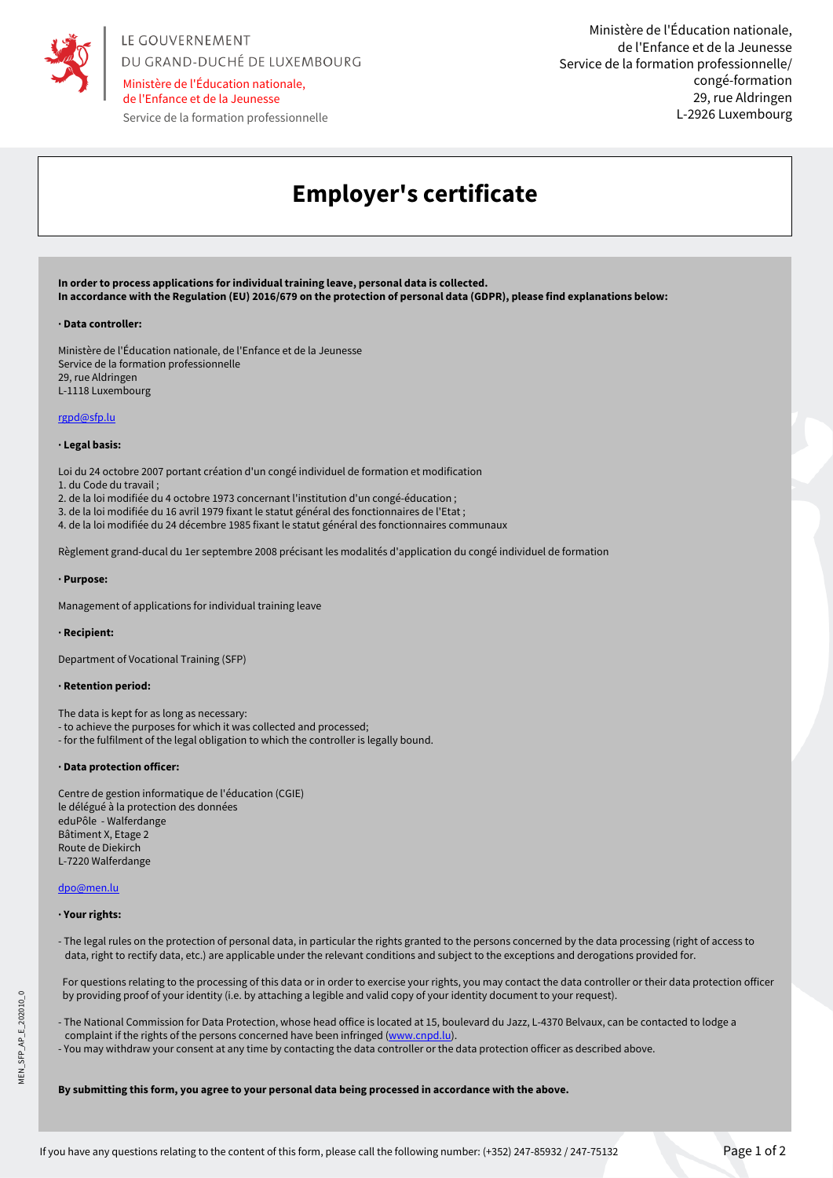LE GOUVERNEMENT
DU GRAND-DUCHÉ DE LUXEMBOURG
Ministère de l'Éducation nationale,
de l'Enfance et de la Jeunesse
Service de la formation professionnelle

Ministère de l'Éducation nationale,
de l'Enfance et de la Jeunesse
Service de la formation professionnelle/
congé-formation
29, rue Aldringen
L-2926 Luxembourg

# Employer's certificate

**In order to process applications for individual training leave, personal data is collected.**
**In accordance with the Regulation (EU) 2016/679 on the protection of personal data (GDPR), please find explanations below:**

**· Data controller:**

Ministère de l'Éducation nationale, de l'Enfance et de la Jeunesse
Service de la formation professionnelle
29, rue Aldringen
L-1118 Luxembourg

rgpd@sfp.lu

**· Legal basis:**

Loi du 24 octobre 2007 portant création d'un congé individuel de formation et modification
1. du Code du travail ;
2. de la loi modifiée du 4 octobre 1973 concernant l'institution d'un congé-éducation ;
3. de la loi modifiée du 16 avril 1979 fixant le statut général des fonctionnaires de l'Etat ;
4. de la loi modifiée du 24 décembre 1985 fixant le statut général des fonctionnaires communaux

Règlement grand-ducal du 1er septembre 2008 précisant les modalités d'application du congé individuel de formation

**· Purpose:**

Management of applications for individual training leave

**· Recipient:**

Department of Vocational Training (SFP)

**· Retention period:**

The data is kept for as long as necessary:
- to achieve the purposes for which it was collected and processed;
- for the fulfilment of the legal obligation to which the controller is legally bound.

**· Data protection officer:**

Centre de gestion informatique de l'éducation (CGIE)
le délégué à la protection des données
eduPôle - Walferdange
Bâtiment X, Etage 2
Route de Diekirch
L-7220 Walferdange

dpo@men.lu

**· Your rights:**

- The legal rules on the protection of personal data, in particular the rights granted to the persons concerned by the data processing (right of access to data, right to rectify data, etc.) are applicable under the relevant conditions and subject to the exceptions and derogations provided for.

  For questions relating to the processing of this data or in order to exercise your rights, you may contact the data controller or their data protection officer by providing proof of your identity (i.e. by attaching a legible and valid copy of your identity document to your request).

- The National Commission for Data Protection, whose head office is located at 15, boulevard du Jazz, L-4370 Belvaux, can be contacted to lodge a complaint if the rights of the persons concerned have been infringed (www.cnpd.lu).
- You may withdraw your consent at any time by contacting the data controller or the data protection officer as described above.

**By submitting this form, you agree to your personal data being processed in accordance with the above.**

If you have any questions relating to the content of this form, please call the following number: (+352) 247-85932 / 247-75132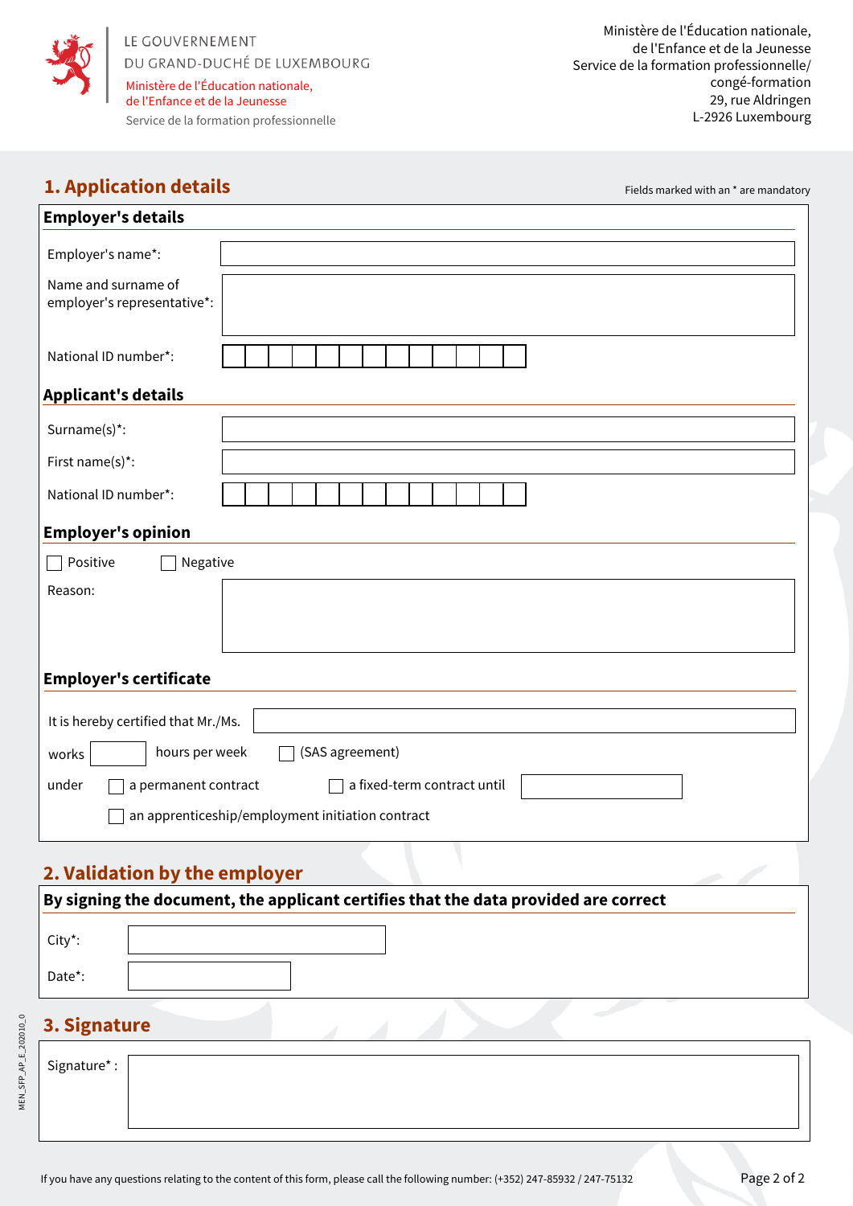LE GOUVERNEMENT
DU GRAND-DUCHÉ DE LUXEMBOURG
Ministère de l'Éducation nationale,
de l'Enfance et de la Jeunesse

Service de la formation professionnelle

Ministère de l'Éducation nationale,
de l'Enfance et de la Jeunesse
Service de la formation professionnelle/
congé-formation
29, rue Aldringen
L-2926 Luxembourg

## 1. Application details

Fields marked with an * are mandatory

### Employer's details

Employer's name*:

Name and surname of employer's representative*:

National ID number*:

### Applicant's details

Surname(s)*:

First name(s)*:

National ID number*:

### Employer's opinion

☐ Positive ☐ Negative

Reason:

### Employer's certificate

It is hereby certified that Mr./Ms.

works ______ hours per week ☐ (SAS agreement)

under ☐ a permanent contract ☐ a fixed-term contract until

☐ an apprenticeship/employment initiation contract

## 2. Validation by the employer

**By signing the document, the applicant certifies that the data provided are correct**

City*:

Date*:

## 3. Signature

Signature* :

MEN_SFP_AP_E_202010_0

If you have any questions relating to the content of this form, please call the following number: (+352) 247-85932 / 247-75132